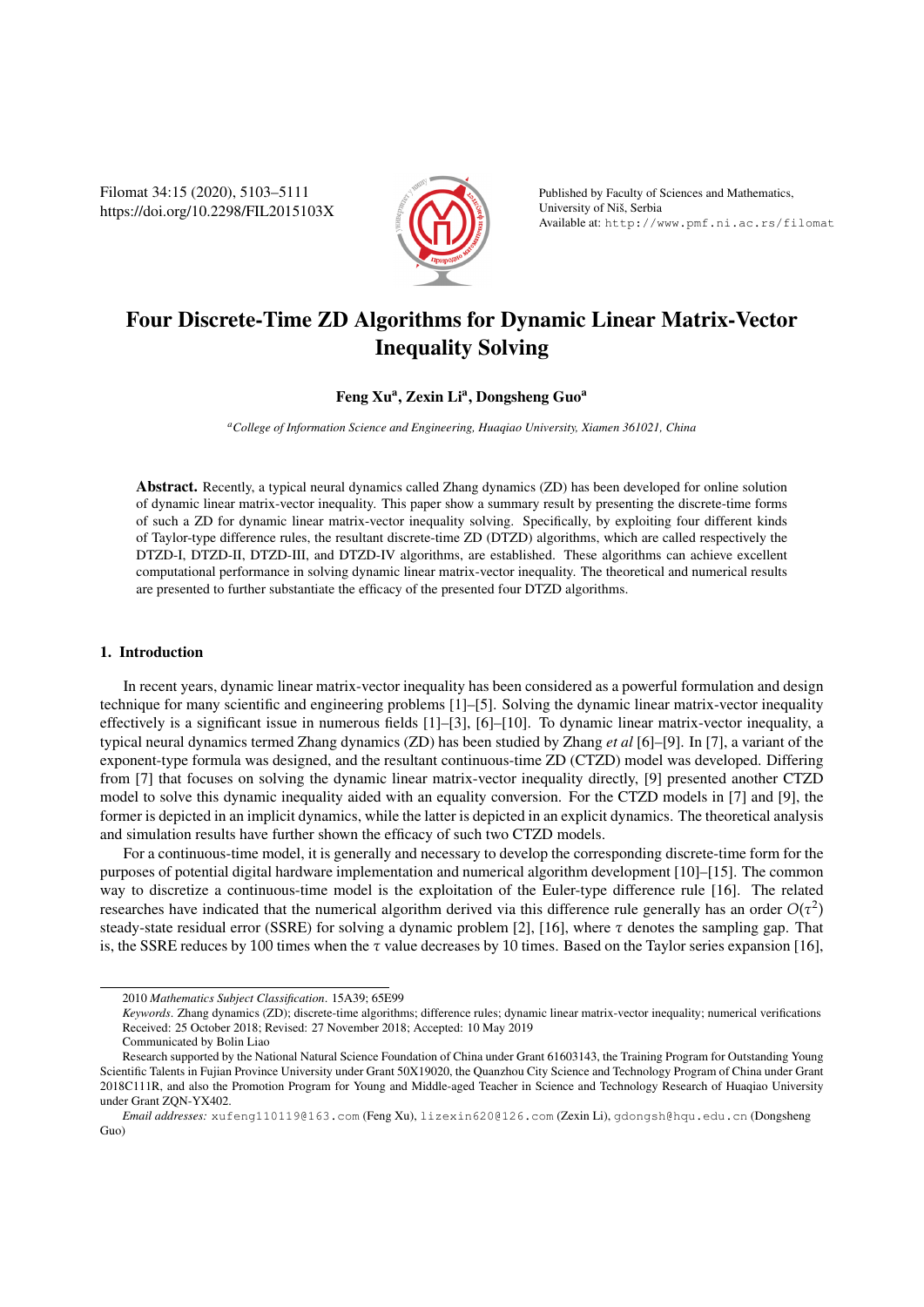# Four Discrete-Time ZD Algorithms for Dynamic Linear Matrix-Vector Inequality Solving

**Feng Xu[a], Zexin Li[a], Dongsheng Guo[a]**

[a]*College of Information Science and Engineering, Huaqiao University, Xiamen 361021, China*

**Abstract.** Recently, a typical neural dynamics called Zhang dynamics (ZD) has been developed for online solution of dynamic linear matrix-vector inequality. This paper show a summary result by presenting the discrete-time forms of such a ZD for dynamic linear matrix-vector inequality solving. Specifically, by exploiting four different kinds of Taylor-type difference rules, the resultant discrete-time ZD (DTZD) algorithms, which are called respectively the DTZD-I, DTZD-II, DTZD-III, and DTZD-IV algorithms, are established. These algorithms can achieve excellent computational performance in solving dynamic linear matrix-vector inequality. The theoretical and numerical results are presented to further substantiate the efficacy of the presented four DTZD algorithms.

## 1. Introduction

In recent years, dynamic linear matrix-vector inequality has been considered as a powerful formulation and design technique for many scientific and engineering problems [1]–[5]. Solving the dynamic linear matrix-vector inequality effectively is a significant issue in numerous fields [1]–[3], [6]–[10]. To dynamic linear matrix-vector inequality, a typical neural dynamics termed Zhang dynamics (ZD) has been studied by Zhang *et al* [6]–[9]. In [7], a variant of the exponent-type formula was designed, and the resultant continuous-time ZD (CTZD) model was developed. Differing from [7] that focuses on solving the dynamic linear matrix-vector inequality directly, [9] presented another CTZD model to solve this dynamic inequality aided with an equality conversion. For the CTZD models in [7] and [9], the former is depicted in an implicit dynamics, while the latter is depicted in an explicit dynamics. The theoretical analysis and simulation results have further shown the efficacy of such two CTZD models.

For a continuous-time model, it is generally and necessary to develop the corresponding discrete-time form for the purposes of potential digital hardware implementation and numerical algorithm development [10]–[15]. The common way to discretize a continuous-time model is the exploitation of the Euler-type difference rule [16]. The related researches have indicated that the numerical algorithm derived via this difference rule generally has an order $O(\tau^2)$ steady-state residual error (SSRE) for solving a dynamic problem [2], [16], where $\tau$ denotes the sampling gap. That is, the SSRE reduces by 100 times when the $\tau$ value decreases by 10 times. Based on the Taylor series expansion [16],

---

2010 *Mathematics Subject Classification*. 15A39; 65E99

*Keywords*. Zhang dynamics (ZD); discrete-time algorithms; difference rules; dynamic linear matrix-vector inequality; numerical verifications

Received: 25 October 2018; Revised: 27 November 2018; Accepted: 10 May 2019

Communicated by Bolin Liao

Research supported by the National Natural Science Foundation of China under Grant 61603143, the Training Program for Outstanding Young Scientific Talents in Fujian Province University under Grant 50X19020, the Quanzhou City Science and Technology Program of China under Grant 2018C111R, and also the Promotion Program for Young and Middle-aged Teacher in Science and Technology Research of Huaqiao University under Grant ZQN-YX402.

*Email addresses:* xufeng110119@163.com (Feng Xu), lizexin620@126.com (Zexin Li), gdongsh@hqu.edu.cn (Dongsheng Guo)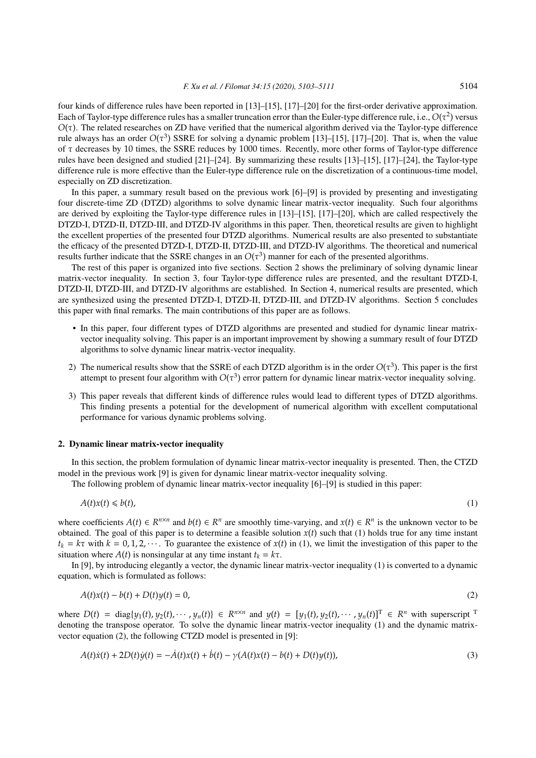four kinds of difference rules have been reported in [13]–[15], [17]–[20] for the first-order derivative approximation. Each of Taylor-type difference rules has a smaller truncation error than the Euler-type difference rule, i.e., $O(\tau^2)$ versus $O(\tau)$. The related researches on ZD have verified that the numerical algorithm derived via the Taylor-type difference rule always has an order $O(\tau^3)$ SSRE for solving a dynamic problem [13]–[15], [17]–[20]. That is, when the value of $\tau$ decreases by 10 times, the SSRE reduces by 1000 times. Recently, more other forms of Taylor-type difference rules have been designed and studied [21]–[24]. By summarizing these results [13]–[15], [17]–[24], the Taylor-type difference rule is more effective than the Euler-type difference rule on the discretization of a continuous-time model, especially on ZD discretization.

In this paper, a summary result based on the previous work [6]–[9] is provided by presenting and investigating four discrete-time ZD (DTZD) algorithms to solve dynamic linear matrix-vector inequality. Such four algorithms are derived by exploiting the Taylor-type difference rules in [13]–[15], [17]–[20], which are called respectively the DTZD-I, DTZD-II, DTZD-III, and DTZD-IV algorithms in this paper. Then, theoretical results are given to highlight the excellent properties of the presented four DTZD algorithms. Numerical results are also presented to substantiate the efficacy of the presented DTZD-I, DTZD-II, DTZD-III, and DTZD-IV algorithms. The theoretical and numerical results further indicate that the SSRE changes in an $O(\tau^3)$ manner for each of the presented algorithms.

The rest of this paper is organized into five sections. Section 2 shows the preliminary of solving dynamic linear matrix-vector inequality. In section 3, four Taylor-type difference rules are presented, and the resultant DTZD-I, DTZD-II, DTZD-III, and DTZD-IV algorithms are established. In Section 4, numerical results are presented, which are synthesized using the presented DTZD-I, DTZD-II, DTZD-III, and DTZD-IV algorithms. Section 5 concludes this paper with final remarks. The main contributions of this paper are as follows.

- In this paper, four different types of DTZD algorithms are presented and studied for dynamic linear matrix-vector inequality solving. This paper is an important improvement by showing a summary result of four DTZD algorithms to solve dynamic linear matrix-vector inequality.

2) The numerical results show that the SSRE of each DTZD algorithm is in the order $O(\tau^3)$. This paper is the first attempt to present four algorithm with $O(\tau^3)$ error pattern for dynamic linear matrix-vector inequality solving.

3) This paper reveals that different kinds of difference rules would lead to different types of DTZD algorithms. This finding presents a potential for the development of numerical algorithm with excellent computational performance for various dynamic problems solving.

## 2. Dynamic linear matrix-vector inequality

In this section, the problem formulation of dynamic linear matrix-vector inequality is presented. Then, the CTZD model in the previous work [9] is given for dynamic linear matrix-vector inequality solving.

The following problem of dynamic linear matrix-vector inequality [6]–[9] is studied in this paper:

$$A(t)x(t) \leqslant b(t), \tag{1}$$

where coefficients $A(t) \in R^{n\times n}$ and $b(t) \in R^n$ are smoothly time-varying, and $x(t) \in R^n$ is the unknown vector to be obtained. The goal of this paper is to determine a feasible solution $x(t)$ such that (1) holds true for any time instant $t_k = k\tau$ with $k = 0, 1, 2, \cdots$. To guarantee the existence of $x(t)$ in (1), we limit the investigation of this paper to the situation where $A(t)$ is nonsingular at any time instant $t_k = k\tau$.

In [9], by introducing elegantly a vector, the dynamic linear matrix-vector inequality (1) is converted to a dynamic equation, which is formulated as follows:

$$A(t)x(t) - b(t) + D(t)y(t) = 0, \tag{2}$$

where $D(t) = \text{diag}\{y_1(t), y_2(t), \cdots, y_n(t)\} \in R^{n\times n}$ and $y(t) = [y_1(t), y_2(t), \cdots, y_n(t)]^{\mathrm{T}} \in R^n$ with superscript $^{\mathrm{T}}$ denoting the transpose operator. To solve the dynamic linear matrix-vector inequality (1) and the dynamic matrix-vector equation (2), the following CTZD model is presented in [9]:

$$A(t)\dot{x}(t) + 2D(t)\dot{y}(t) = -\dot{A}(t)x(t) + \dot{b}(t) - \gamma(A(t)x(t) - b(t) + D(t)y(t)), \tag{3}$$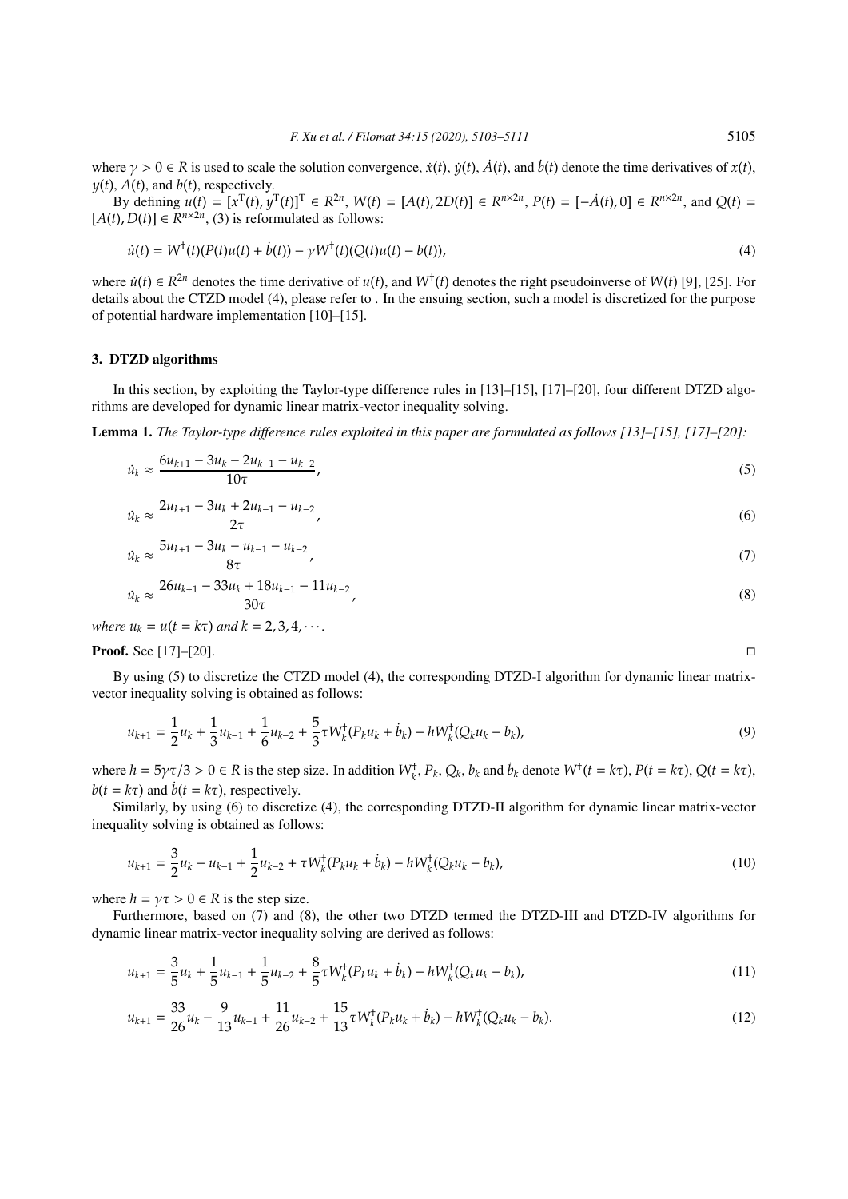where $\gamma > 0 \in R$ is used to scale the solution convergence, $\dot{x}(t)$, $\dot{y}(t)$, $\dot{A}(t)$, and $\dot{b}(t)$ denote the time derivatives of $x(t)$, $y(t)$, $A(t)$, and $b(t)$, respectively.

By defining $u(t) = [x^{\mathrm{T}}(t), y^{\mathrm{T}}(t)]^{\mathrm{T}} \in R^{2n}$, $W(t) = [A(t), 2D(t)] \in R^{n\times 2n}$, $P(t) = [-\dot{A}(t), 0] \in R^{n\times 2n}$, and $Q(t) = [A(t), D(t)] \in R^{n\times 2n}$, (3) is reformulated as follows:

$$\dot{u}(t) = W^{\dagger}(t)(P(t)u(t) + \dot{b}(t)) - \gamma W^{\dagger}(t)(Q(t)u(t) - b(t)), \tag{4}$$

where $\dot{u}(t) \in R^{2n}$ denotes the time derivative of $u(t)$, and $W^{\dagger}(t)$ denotes the right pseudoinverse of $W(t)$ [9], [25]. For details about the CTZD model (4), please refer to . In the ensuing section, such a model is discretized for the purpose of potential hardware implementation [10]–[15].

## 3. DTZD algorithms

In this section, by exploiting the Taylor-type difference rules in [13]–[15], [17]–[20], four different DTZD algorithms are developed for dynamic linear matrix-vector inequality solving.

**Lemma 1.** *The Taylor-type difference rules exploited in this paper are formulated as follows [13]–[15], [17]–[20]:*

$$\dot{u}_k \approx \frac{6u_{k+1} - 3u_k - 2u_{k-1} - u_{k-2}}{10\tau}, \tag{5}$$

$$\dot{u}_k \approx \frac{2u_{k+1} - 3u_k + 2u_{k-1} - u_{k-2}}{2\tau}, \tag{6}$$

$$\dot{u}_k \approx \frac{5u_{k+1} - 3u_k - u_{k-1} - u_{k-2}}{8\tau}, \tag{7}$$

$$\dot{u}_k \approx \frac{26u_{k+1} - 33u_k + 18u_{k-1} - 11u_{k-2}}{30\tau}, \tag{8}$$

*where $u_k = u(t = k\tau)$ and $k = 2, 3, 4, \cdots$.*

**Proof.** See [17]–[20]. □

By using (5) to discretize the CTZD model (4), the corresponding DTZD-I algorithm for dynamic linear matrix-vector inequality solving is obtained as follows:

$$u_{k+1} = \frac{1}{2}u_k + \frac{1}{3}u_{k-1} + \frac{1}{6}u_{k-2} + \frac{5}{3}\tau W_k^{\dagger}(P_k u_k + \dot{b}_k) - hW_k^{\dagger}(Q_k u_k - b_k), \tag{9}$$

where $h = 5\gamma\tau/3 > 0 \in R$ is the step size. In addition $W_k^{\dagger}$, $P_k$, $Q_k$, $b_k$ and $\dot{b}_k$ denote $W^{\dagger}(t = k\tau)$, $P(t = k\tau)$, $Q(t = k\tau)$, $b(t = k\tau)$ and $\dot{b}(t = k\tau)$, respectively.

Similarly, by using (6) to discretize (4), the corresponding DTZD-II algorithm for dynamic linear matrix-vector inequality solving is obtained as follows:

$$u_{k+1} = \frac{3}{2}u_k - u_{k-1} + \frac{1}{2}u_{k-2} + \tau W_k^{\dagger}(P_k u_k + \dot{b}_k) - hW_k^{\dagger}(Q_k u_k - b_k), \tag{10}$$

where $h = \gamma\tau > 0 \in R$ is the step size.

Furthermore, based on (7) and (8), the other two DTZD termed the DTZD-III and DTZD-IV algorithms for dynamic linear matrix-vector inequality solving are derived as follows:

$$u_{k+1} = \frac{3}{5}u_k + \frac{1}{5}u_{k-1} + \frac{1}{5}u_{k-2} + \frac{8}{5}\tau W_k^{\dagger}(P_k u_k + \dot{b}_k) - hW_k^{\dagger}(Q_k u_k - b_k), \tag{11}$$

$$u_{k+1} = \frac{33}{26}u_k - \frac{9}{13}u_{k-1} + \frac{11}{26}u_{k-2} + \frac{15}{13}\tau W_k^{\dagger}(P_k u_k + \dot{b}_k) - hW_k^{\dagger}(Q_k u_k - b_k). \tag{12}$$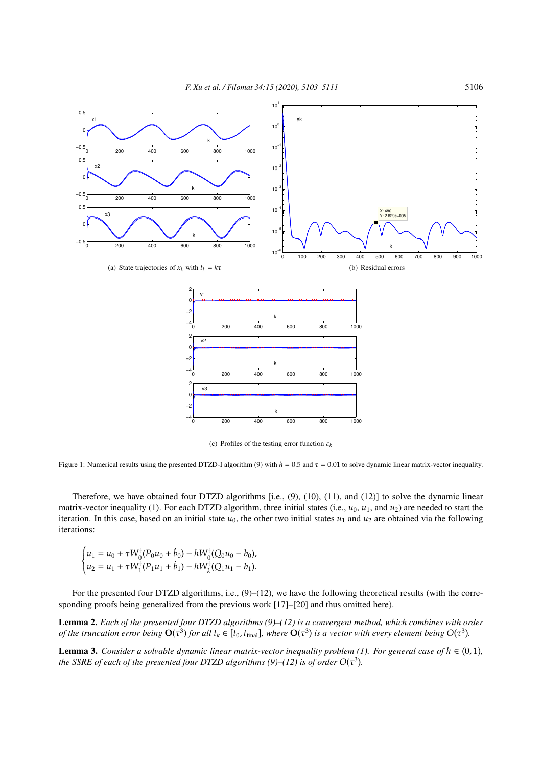(a) State trajectories of $x_k$ with $t_k = k\tau$

(b) Residual errors

(c) Profiles of the testing error function $\varepsilon_k$

Figure 1: Numerical results using the presented DTZD-I algorithm (9) with $h = 0.5$ and $\tau = 0.01$ to solve dynamic linear matrix-vector inequality.

Therefore, we have obtained four DTZD algorithms [i.e., (9), (10), (11), and (12)] to solve the dynamic linear matrix-vector inequality (1). For each DTZD algorithm, three initial states (i.e., $u_0$, $u_1$, and $u_2$) are needed to start the iteration. In this case, based on an initial state $u_0$, the other two initial states $u_1$ and $u_2$ are obtained via the following iterations:

$$\begin{cases} u_1 = u_0 + \tau W_0^{\dagger}(P_0 u_0 + \dot{b}_0) - hW_0^{\dagger}(Q_0 u_0 - b_0), \\ u_2 = u_1 + \tau W_1^{\dagger}(P_1 u_1 + \dot{b}_1) - hW_k^{\dagger}(Q_1 u_1 - b_1). \end{cases}$$

For the presented four DTZD algorithms, i.e., (9)–(12), we have the following theoretical results (with the corresponding proofs being generalized from the previous work [17]–[20] and thus omitted here).

**Lemma 2.** *Each of the presented four DTZD algorithms (9)–(12) is a convergent method, which combines with order of the truncation error being* $\mathbf{O}(\tau^3)$ *for all* $t_k \in [t_0, t_{\text{final}}]$*, where* $\mathbf{O}(\tau^3)$ *is a vector with every element being* $O(\tau^3)$*.*

**Lemma 3.** *Consider a solvable dynamic linear matrix-vector inequality problem (1). For general case of* $h \in (0, 1)$*, the SSRE of each of the presented four DTZD algorithms (9)–(12) is of order* $O(\tau^3)$*.*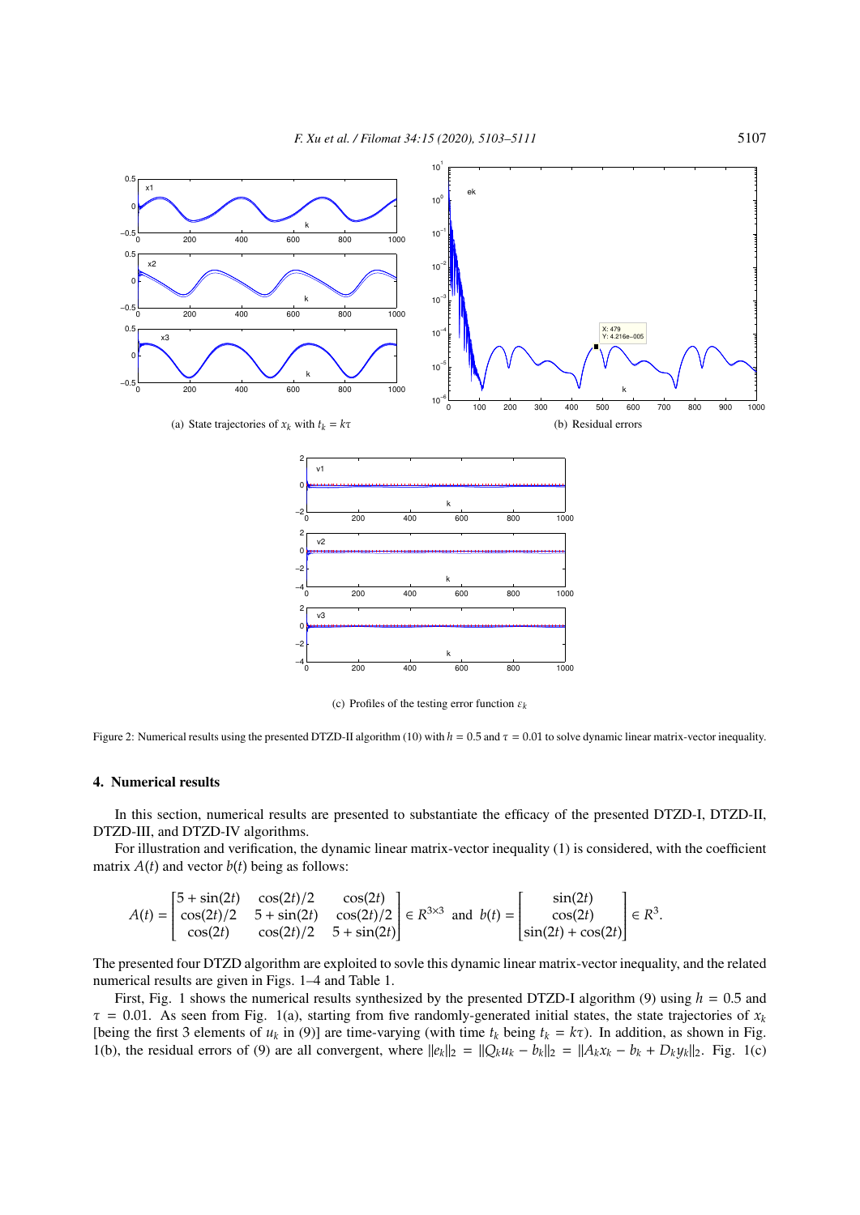(a) State trajectories of $x_k$ with $t_k = k\tau$

(b) Residual errors

(c) Profiles of the testing error function $\varepsilon_k$

Figure 2: Numerical results using the presented DTZD-II algorithm (10) with $h = 0.5$ and $\tau = 0.01$ to solve dynamic linear matrix-vector inequality.

## 4. Numerical results

In this section, numerical results are presented to substantiate the efficacy of the presented DTZD-I, DTZD-II, DTZD-III, and DTZD-IV algorithms.

For illustration and verification, the dynamic linear matrix-vector inequality (1) is considered, with the coefficient matrix $A(t)$ and vector $b(t)$ being as follows:

$$A(t) = \begin{bmatrix} 5+\sin(2t) & \cos(2t)/2 & \cos(2t) \\ \cos(2t)/2 & 5+\sin(2t) & \cos(2t)/2 \\ \cos(2t) & \cos(2t)/2 & 5+\sin(2t) \end{bmatrix} \in R^{3\times 3} \text{ and } b(t) = \begin{bmatrix} \sin(2t) \\ \cos(2t) \\ \sin(2t)+\cos(2t) \end{bmatrix} \in R^3.$$

The presented four DTZD algorithm are exploited to sovle this dynamic linear matrix-vector inequality, and the related numerical results are given in Figs. 1–4 and Table 1.

First, Fig. 1 shows the numerical results synthesized by the presented DTZD-I algorithm (9) using $h = 0.5$ and $\tau = 0.01$. As seen from Fig. 1(a), starting from five randomly-generated initial states, the state trajectories of $x_k$ [being the first 3 elements of $u_k$ in (9)] are time-varying (with time $t_k$ being $t_k = k\tau$). In addition, as shown in Fig. 1(b), the residual errors of (9) are all convergent, where $\|e_k\|_2 = \|Q_k u_k - b_k\|_2 = \|A_k x_k - b_k + D_k y_k\|_2$. Fig. 1(c)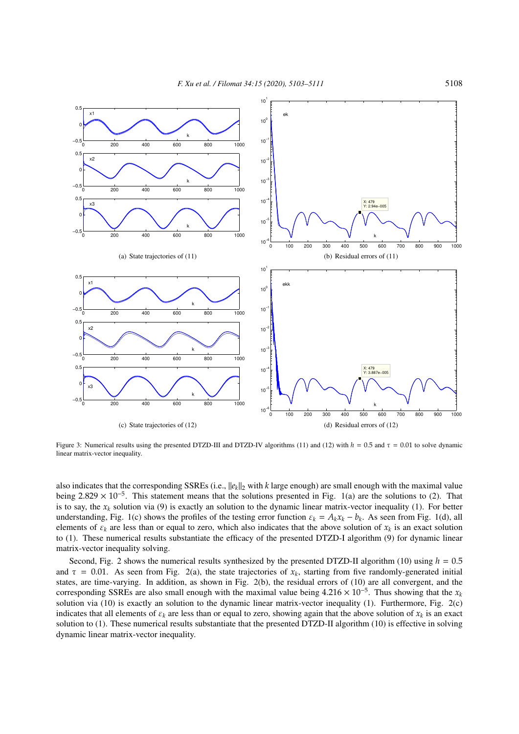(a) State trajectories of (11)

(b) Residual errors of (11)

(c) State trajectories of (12)

(d) Residual errors of (12)

Figure 3: Numerical results using the presented DTZD-III and DTZD-IV algorithms (11) and (12) with $h = 0.5$ and $\tau = 0.01$ to solve dynamic linear matrix-vector inequality.

also indicates that the corresponding SSREs (i.e., $\|e_k\|_2$ with $k$ large enough) are small enough with the maximal value being $2.829 \times 10^{-5}$. This statement means that the solutions presented in Fig. 1(a) are the solutions to (2). That is to say, the $x_k$ solution via (9) is exactly an solution to the dynamic linear matrix-vector inequality (1). For better understanding, Fig. 1(c) shows the profiles of the testing error function $\varepsilon_k = A_k x_k - b_k$. As seen from Fig. 1(d), all elements of $\varepsilon_k$ are less than or equal to zero, which also indicates that the above solution of $x_k$ is an exact solution to (1). These numerical results substantiate the efficacy of the presented DTZD-I algorithm (9) for dynamic linear matrix-vector inequality solving.

Second, Fig. 2 shows the numerical results synthesized by the presented DTZD-II algorithm (10) using $h = 0.5$ and $\tau = 0.01$. As seen from Fig. 2(a), the state trajectories of $x_k$, starting from five randomly-generated initial states, are time-varying. In addition, as shown in Fig. 2(b), the residual errors of (10) are all convergent, and the corresponding SSREs are also small enough with the maximal value being $4.216 \times 10^{-5}$. Thus showing that the $x_k$ solution via (10) is exactly an solution to the dynamic linear matrix-vector inequality (1). Furthermore, Fig. 2(c) indicates that all elements of $\varepsilon_k$ are less than or equal to zero, showing again that the above solution of $x_k$ is an exact solution to (1). These numerical results substantiate that the presented DTZD-II algorithm (10) is effective in solving dynamic linear matrix-vector inequality.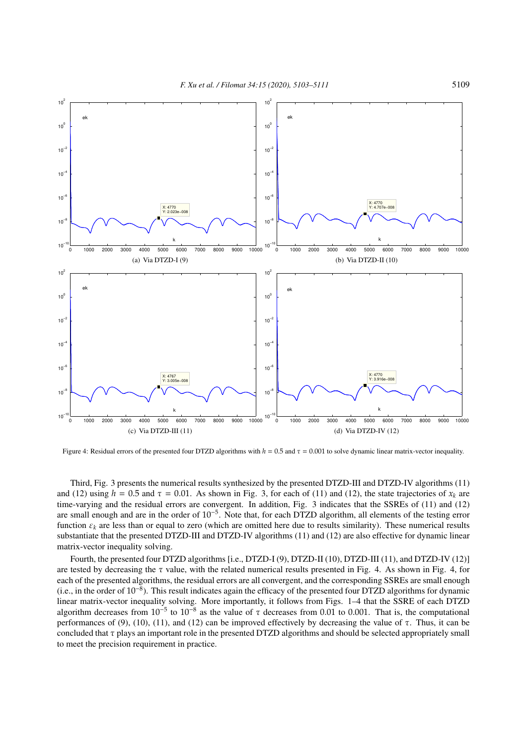Figure 4: Residual errors of the presented four DTZD algorithms with $h = 0.5$ and $\tau = 0.001$ to solve dynamic linear matrix-vector inequality.

(a) Via DTZD-I (9)

(b) Via DTZD-II (10)

(c) Via DTZD-III (11)

(d) Via DTZD-IV (12)

Third, Fig. 3 presents the numerical results synthesized by the presented DTZD-III and DTZD-IV algorithms (11) and (12) using $h = 0.5$ and $\tau = 0.01$. As shown in Fig. 3, for each of (11) and (12), the state trajectories of $x_k$ are time-varying and the residual errors are convergent. In addition, Fig. 3 indicates that the SSREs of (11) and (12) are small enough and are in the order of $10^{-5}$. Note that, for each DTZD algorithm, all elements of the testing error function $\varepsilon_k$ are less than or equal to zero (which are omitted here due to results similarity). These numerical results substantiate that the presented DTZD-III and DTZD-IV algorithms (11) and (12) are also effective for dynamic linear matrix-vector inequality solving.

Fourth, the presented four DTZD algorithms [i.e., DTZD-I (9), DTZD-II (10), DTZD-III (11), and DTZD-IV (12)] are tested by decreasing the $\tau$ value, with the related numerical results presented in Fig. 4. As shown in Fig. 4, for each of the presented algorithms, the residual errors are all convergent, and the corresponding SSREs are small enough (i.e., in the order of $10^{-8}$). This result indicates again the efficacy of the presented four DTZD algorithms for dynamic linear matrix-vector inequality solving. More importantly, it follows from Figs. 1–4 that the SSRE of each DTZD algorithm decreases from $10^{-5}$ to $10^{-8}$ as the value of $\tau$ decreases from 0.01 to 0.001. That is, the computational performances of (9), (10), (11), and (12) can be improved effectively by decreasing the value of $\tau$. Thus, it can be concluded that $\tau$ plays an important role in the presented DTZD algorithms and should be selected appropriately small to meet the precision requirement in practice.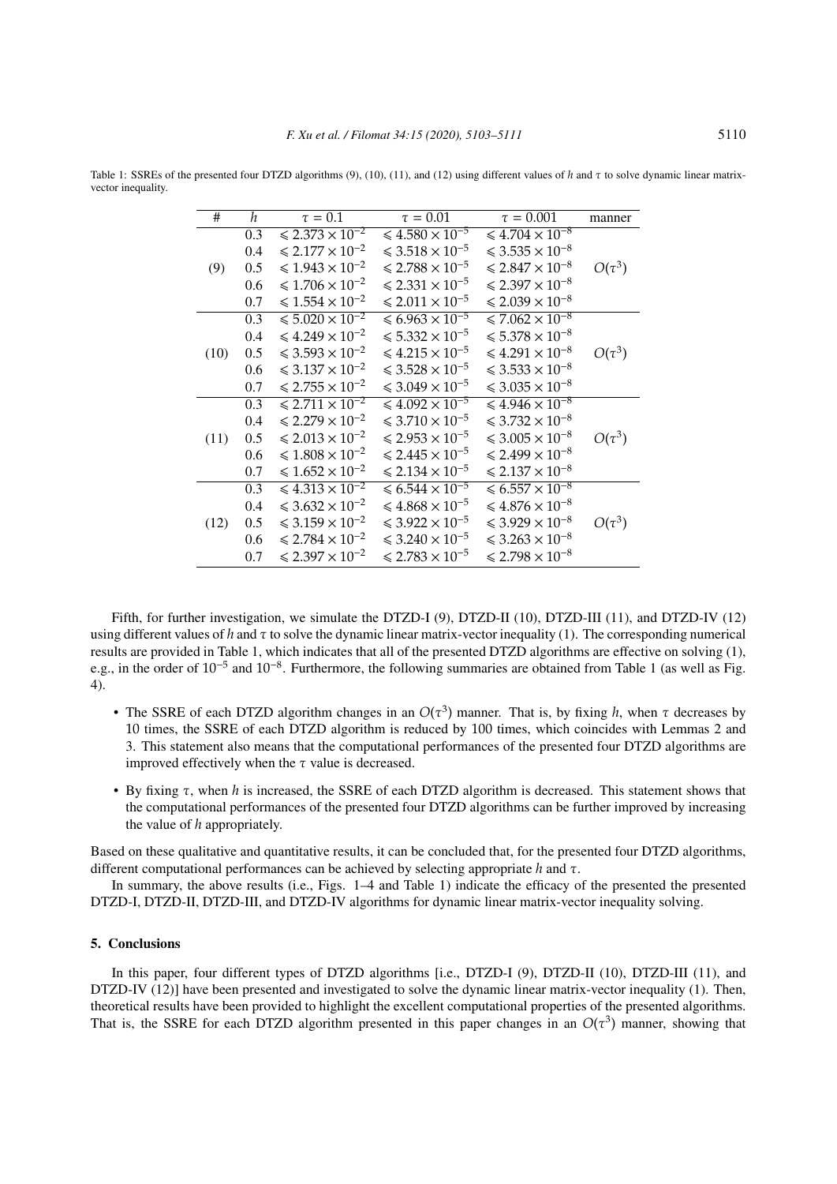Table 1: SSREs of the presented four DTZD algorithms (9), (10), (11), and (12) using different values of $h$ and $\tau$ to solve dynamic linear matrix-vector inequality.

| # | $h$ | $\tau = 0.1$ | $\tau = 0.01$ | $\tau = 0.001$ | manner |
|---|---|---|---|---|---|
| (9) | 0.3 | $\leqslant 2.373 \times 10^{-2}$ | $\leqslant 4.580 \times 10^{-5}$ | $\leqslant 4.704 \times 10^{-8}$ | $O(\tau^3)$ |
| | 0.4 | $\leqslant 2.177 \times 10^{-2}$ | $\leqslant 3.518 \times 10^{-5}$ | $\leqslant 3.535 \times 10^{-8}$ | |
| | 0.5 | $\leqslant 1.943 \times 10^{-2}$ | $\leqslant 2.788 \times 10^{-5}$ | $\leqslant 2.847 \times 10^{-8}$ | |
| | 0.6 | $\leqslant 1.706 \times 10^{-2}$ | $\leqslant 2.331 \times 10^{-5}$ | $\leqslant 2.397 \times 10^{-8}$ | |
| | 0.7 | $\leqslant 1.554 \times 10^{-2}$ | $\leqslant 2.011 \times 10^{-5}$ | $\leqslant 2.039 \times 10^{-8}$ | |
| (10) | 0.3 | $\leqslant 5.020 \times 10^{-2}$ | $\leqslant 6.963 \times 10^{-5}$ | $\leqslant 7.062 \times 10^{-8}$ | $O(\tau^3)$ |
| | 0.4 | $\leqslant 4.249 \times 10^{-2}$ | $\leqslant 5.332 \times 10^{-5}$ | $\leqslant 5.378 \times 10^{-8}$ | |
| | 0.5 | $\leqslant 3.593 \times 10^{-2}$ | $\leqslant 4.215 \times 10^{-5}$ | $\leqslant 4.291 \times 10^{-8}$ | |
| | 0.6 | $\leqslant 3.137 \times 10^{-2}$ | $\leqslant 3.528 \times 10^{-5}$ | $\leqslant 3.533 \times 10^{-8}$ | |
| | 0.7 | $\leqslant 2.755 \times 10^{-2}$ | $\leqslant 3.049 \times 10^{-5}$ | $\leqslant 3.035 \times 10^{-8}$ | |
| (11) | 0.3 | $\leqslant 2.711 \times 10^{-2}$ | $\leqslant 4.092 \times 10^{-5}$ | $\leqslant 4.946 \times 10^{-8}$ | $O(\tau^3)$ |
| | 0.4 | $\leqslant 2.279 \times 10^{-2}$ | $\leqslant 3.710 \times 10^{-5}$ | $\leqslant 3.732 \times 10^{-8}$ | |
| | 0.5 | $\leqslant 2.013 \times 10^{-2}$ | $\leqslant 2.953 \times 10^{-5}$ | $\leqslant 3.005 \times 10^{-8}$ | |
| | 0.6 | $\leqslant 1.808 \times 10^{-2}$ | $\leqslant 2.445 \times 10^{-5}$ | $\leqslant 2.499 \times 10^{-8}$ | |
| | 0.7 | $\leqslant 1.652 \times 10^{-2}$ | $\leqslant 2.134 \times 10^{-5}$ | $\leqslant 2.137 \times 10^{-8}$ | |
| (12) | 0.3 | $\leqslant 4.313 \times 10^{-2}$ | $\leqslant 6.544 \times 10^{-5}$ | $\leqslant 6.557 \times 10^{-8}$ | $O(\tau^3)$ |
| | 0.4 | $\leqslant 3.632 \times 10^{-2}$ | $\leqslant 4.868 \times 10^{-5}$ | $\leqslant 4.876 \times 10^{-8}$ | |
| | 0.5 | $\leqslant 3.159 \times 10^{-2}$ | $\leqslant 3.922 \times 10^{-5}$ | $\leqslant 3.929 \times 10^{-8}$ | |
| | 0.6 | $\leqslant 2.784 \times 10^{-2}$ | $\leqslant 3.240 \times 10^{-5}$ | $\leqslant 3.263 \times 10^{-8}$ | |
| | 0.7 | $\leqslant 2.397 \times 10^{-2}$ | $\leqslant 2.783 \times 10^{-5}$ | $\leqslant 2.798 \times 10^{-8}$ | |

Fifth, for further investigation, we simulate the DTZD-I (9), DTZD-II (10), DTZD-III (11), and DTZD-IV (12) using different values of $h$ and $\tau$ to solve the dynamic linear matrix-vector inequality (1). The corresponding numerical results are provided in Table 1, which indicates that all of the presented DTZD algorithms are effective on solving (1), e.g., in the order of $10^{-5}$ and $10^{-8}$. Furthermore, the following summaries are obtained from Table 1 (as well as Fig. 4).

- The SSRE of each DTZD algorithm changes in an $O(\tau^3)$ manner. That is, by fixing $h$, when $\tau$ decreases by 10 times, the SSRE of each DTZD algorithm is reduced by 100 times, which coincides with Lemmas 2 and 3. This statement also means that the computational performances of the presented four DTZD algorithms are improved effectively when the $\tau$ value is decreased.
- By fixing $\tau$, when $h$ is increased, the SSRE of each DTZD algorithm is decreased. This statement shows that the computational performances of the presented four DTZD algorithms can be further improved by increasing the value of $h$ appropriately.

Based on these qualitative and quantitative results, it can be concluded that, for the presented four DTZD algorithms, different computational performances can be achieved by selecting appropriate $h$ and $\tau$.

In summary, the above results (i.e., Figs. 1–4 and Table 1) indicate the efficacy of the presented the presented DTZD-I, DTZD-II, DTZD-III, and DTZD-IV algorithms for dynamic linear matrix-vector inequality solving.

## 5. Conclusions

In this paper, four different types of DTZD algorithms [i.e., DTZD-I (9), DTZD-II (10), DTZD-III (11), and DTZD-IV (12)] have been presented and investigated to solve the dynamic linear matrix-vector inequality (1). Then, theoretical results have been provided to highlight the excellent computational properties of the presented algorithms. That is, the SSRE for each DTZD algorithm presented in this paper changes in an $O(\tau^3)$ manner, showing that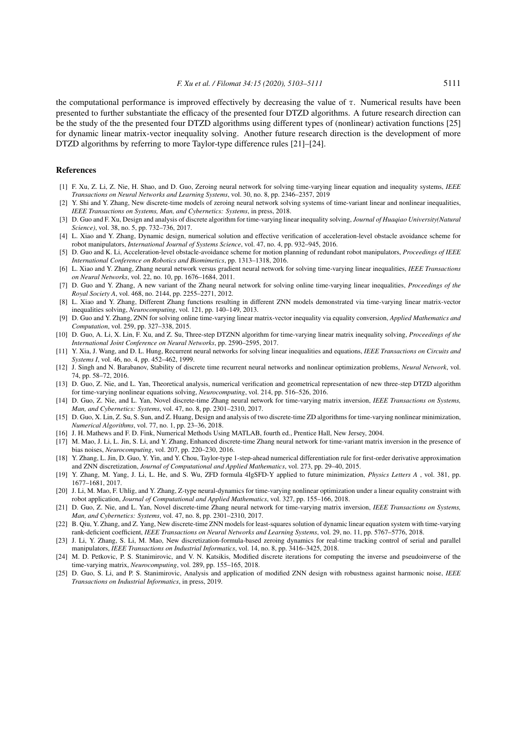the computational performance is improved effectively by decreasing the value of $\tau$. Numerical results have been presented to further substantiate the efficacy of the presented four DTZD algorithms. A future research direction can be the study of the the presented four DTZD algorithms using different types of (nonlinear) activation functions [25] for dynamic linear matrix-vector inequality solving. Another future research direction is the development of more DTZD algorithms by referring to more Taylor-type difference rules [21]–[24].

## References

[1] F. Xu, Z. Li, Z. Nie, H. Shao, and D. Guo, Zeroing neural network for solving time-varying linear equation and inequality systems, *IEEE Transactions on Neural Networks and Learning Systems*, vol. 30, no. 8, pp. 2346–2357, 2019

[2] Y. Shi and Y. Zhang, New discrete-time models of zeroing neural network solving systems of time-variant linear and nonlinear inequalities, *IEEE Transactions on Systems, Man, and Cybernetics: Systems*, in press, 2018.

[3] D. Guo and F. Xu, Design and analysis of discrete algorithm for time-varying linear inequality solving, *Journal of Huaqiao University(Natural Science)*, vol. 38, no. 5, pp. 732–736, 2017.

[4] L. Xiao and Y. Zhang, Dynamic design, numerical solution and effective verification of acceleration-level obstacle avoidance scheme for robot manipulators, *International Journal of Systems Science*, vol. 47, no. 4, pp. 932–945, 2016.

[5] D. Guo and K. Li, Acceleration-level obstacle-avoidance scheme for motion planning of redundant robot manipulators, *Proceedings of IEEE International Conference on Robotics and Biomimetics*, pp. 1313–1318, 2016.

[6] L. Xiao and Y. Zhang, Zhang neural network versus gradient neural network for solving time-varying linear inequalities, *IEEE Transactions on Neural Networks*, vol. 22, no. 10, pp. 1676–1684, 2011.

[7] D. Guo and Y. Zhang, A new variant of the Zhang neural network for solving online time-varying linear inequalities, *Proceedings of the Royal Society A*, vol. 468, no. 2144, pp. 2255–2271, 2012.

[8] L. Xiao and Y. Zhang, Different Zhang functions resulting in different ZNN models demonstrated via time-varying linear matrix-vector inequalities solving, *Neurocomputing*, vol. 121, pp. 140–149, 2013.

[9] D. Guo and Y. Zhang, ZNN for solving online time-varying linear matrix-vector inequality via equality conversion, *Applied Mathematics and Computation*, vol. 259, pp. 327–338, 2015.

[10] D. Guo, A. Li, X. Lin, F. Xu, and Z. Su, Three-step DTZNN algorithm for time-varying linear matrix inequality solving, *Proceedings of the International Joint Conference on Neural Networks*, pp. 2590–2595, 2017.

[11] Y. Xia, J. Wang, and D. L. Hung, Recurrent neural networks for solving linear inequalities and equations, *IEEE Transactions on Circuits and Systems I*, vol. 46, no. 4, pp. 452–462, 1999.

[12] J. Singh and N. Barabanov, Stability of discrete time recurrent neural networks and nonlinear optimization problems, *Neural Network*, vol. 74, pp. 58–72, 2016.

[13] D. Guo, Z. Nie, and L. Yan, Theoretical analysis, numerical verification and geometrical representation of new three-step DTZD algorithm for time-varying nonlinear equations solving, *Neurocomputing*, vol. 214, pp. 516–526, 2016.

[14] D. Guo, Z. Nie, and L. Yan, Novel discrete-time Zhang neural network for time-varying matrix inversion, *IEEE Transactions on Systems, Man, and Cybernetics: Systems*, vol. 47, no. 8, pp. 2301–2310, 2017.

[15] D. Guo, X. Lin, Z. Su, S. Sun, and Z. Huang, Design and analysis of two discrete-time ZD algorithms for time-varying nonlinear minimization, *Numerical Algorithms*, vol. 77, no. 1, pp. 23–36, 2018.

[16] J. H. Mathews and F. D. Fink, Numerical Methods Using MATLAB, fourth ed., Prentice Hall, New Jersey, 2004.

[17] M. Mao, J. Li, L. Jin, S. Li, and Y. Zhang, Enhanced discrete-time Zhang neural network for time-variant matrix inversion in the presence of bias noises, *Neurocomputing*, vol. 207, pp. 220–230, 2016.

[18] Y. Zhang, L. Jin, D. Guo, Y. Yin, and Y. Chou, Taylor-type 1-step-ahead numerical differentiation rule for first-order derivative approximation and ZNN discretization, *Journal of Computational and Applied Mathematics*, vol. 273, pp. 29–40, 2015.

[19] Y. Zhang, M. Yang, J. Li, L. He, and S. Wu, ZFD formula 4IgSFD-Y applied to future minimization, *Physics Letters A* , vol. 381, pp. 1677–1681, 2017.

[20] J. Li, M. Mao, F. Uhlig, and Y. Zhang, Z-type neural-dynamics for time-varying nonlinear optimization under a linear equality constraint with robot application, *Journal of Computational and Applied Mathematics*, vol. 327, pp. 155–166, 2018.

[21] D. Guo, Z. Nie, and L. Yan, Novel discrete-time Zhang neural network for time-varying matrix inversion, *IEEE Transactions on Systems, Man, and Cybernetics: Systems*, vol. 47, no. 8, pp. 2301–2310, 2017.

[22] B. Qiu, Y. Zhang, and Z. Yang, New discrete-time ZNN models for least-squares solution of dynamic linear equation system with time-varying rank-deficient coefficient, *IEEE Transactions on Neural Networks and Learning Systems*, vol. 29, no. 11, pp. 5767–5776, 2018.

[23] J. Li, Y. Zhang, S. Li, M. Mao, New discretization-formula-based zeroing dynamics for real-time tracking control of serial and parallel manipulators, *IEEE Transactions on Industrial Informatics*, vol. 14, no. 8, pp. 3416–3425, 2018.

[24] M. D. Petkovic, P. S. Stanimirovic, and V. N. Katsikis, Modified discrete iterations for computing the inverse and pseudoinverse of the time-varying matrix, *Neurocomputing*, vol. 289, pp. 155–165, 2018.

[25] D. Guo, S. Li, and P. S. Stanimirovic, Analysis and application of modified ZNN design with robustness against harmonic noise, *IEEE Transactions on Industrial Informatics*, in press, 2019.